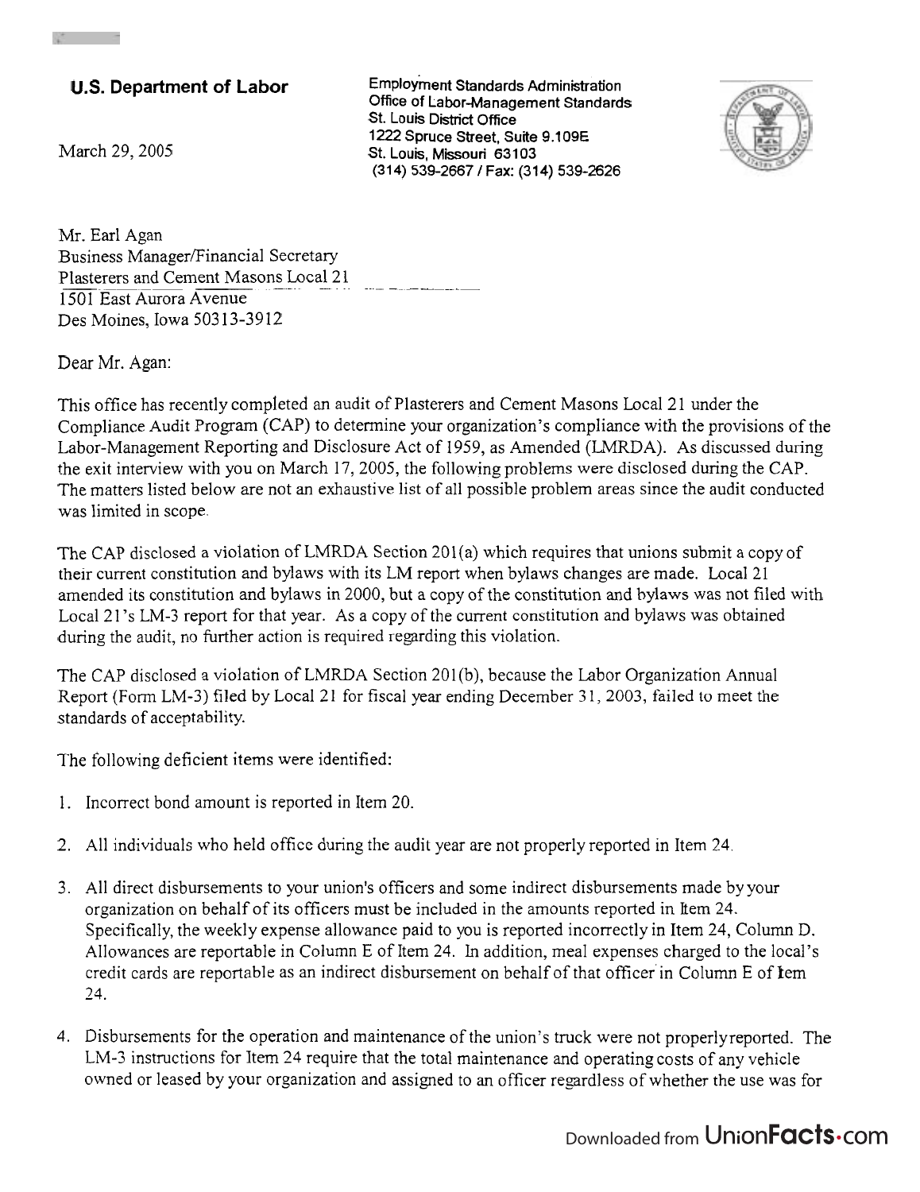**U.S. Department of Labor**

Employment Standards Administration
Office of Labor-Management Standards
St. Louis District Office
1222 Spruce Street, Suite 9.109E
St. Louis, Missouri 63103
(314) 539-2667 / Fax: (314) 539-2626

March 29, 2005

Mr. Earl Agan
Business Manager/Financial Secretary
Plasterers and Cement Masons Local 21
1501 East Aurora Avenue
Des Moines, Iowa 50313-3912

Dear Mr. Agan:

This office has recently completed an audit of Plasterers and Cement Masons Local 21 under the Compliance Audit Program (CAP) to determine your organization's compliance with the provisions of the Labor-Management Reporting and Disclosure Act of 1959, as Amended (LMRDA). As discussed during the exit interview with you on March 17, 2005, the following problems were disclosed during the CAP. The matters listed below are not an exhaustive list of all possible problem areas since the audit conducted was limited in scope.

The CAP disclosed a violation of LMRDA Section 201(a) which requires that unions submit a copy of their current constitution and bylaws with its LM report when bylaws changes are made. Local 21 amended its constitution and bylaws in 2000, but a copy of the constitution and bylaws was not filed with Local 21's LM-3 report for that year. As a copy of the current constitution and bylaws was obtained during the audit, no further action is required regarding this violation.

The CAP disclosed a violation of LMRDA Section 201(b), because the Labor Organization Annual Report (Form LM-3) filed by Local 21 for fiscal year ending December 31, 2003, failed to meet the standards of acceptability.

The following deficient items were identified:

1. Incorrect bond amount is reported in Item 20.

2. All individuals who held office during the audit year are not properly reported in Item 24.

3. All direct disbursements to your union's officers and some indirect disbursements made by your organization on behalf of its officers must be included in the amounts reported in Item 24. Specifically, the weekly expense allowance paid to you is reported incorrectly in Item 24, Column D. Allowances are reportable in Column E of Item 24. In addition, meal expenses charged to the local's credit cards are reportable as an indirect disbursement on behalf of that officer in Column E of Item 24.

4. Disbursements for the operation and maintenance of the union's truck were not properly reported. The LM-3 instructions for Item 24 require that the total maintenance and operating costs of any vehicle owned or leased by your organization and assigned to an officer regardless of whether the use was for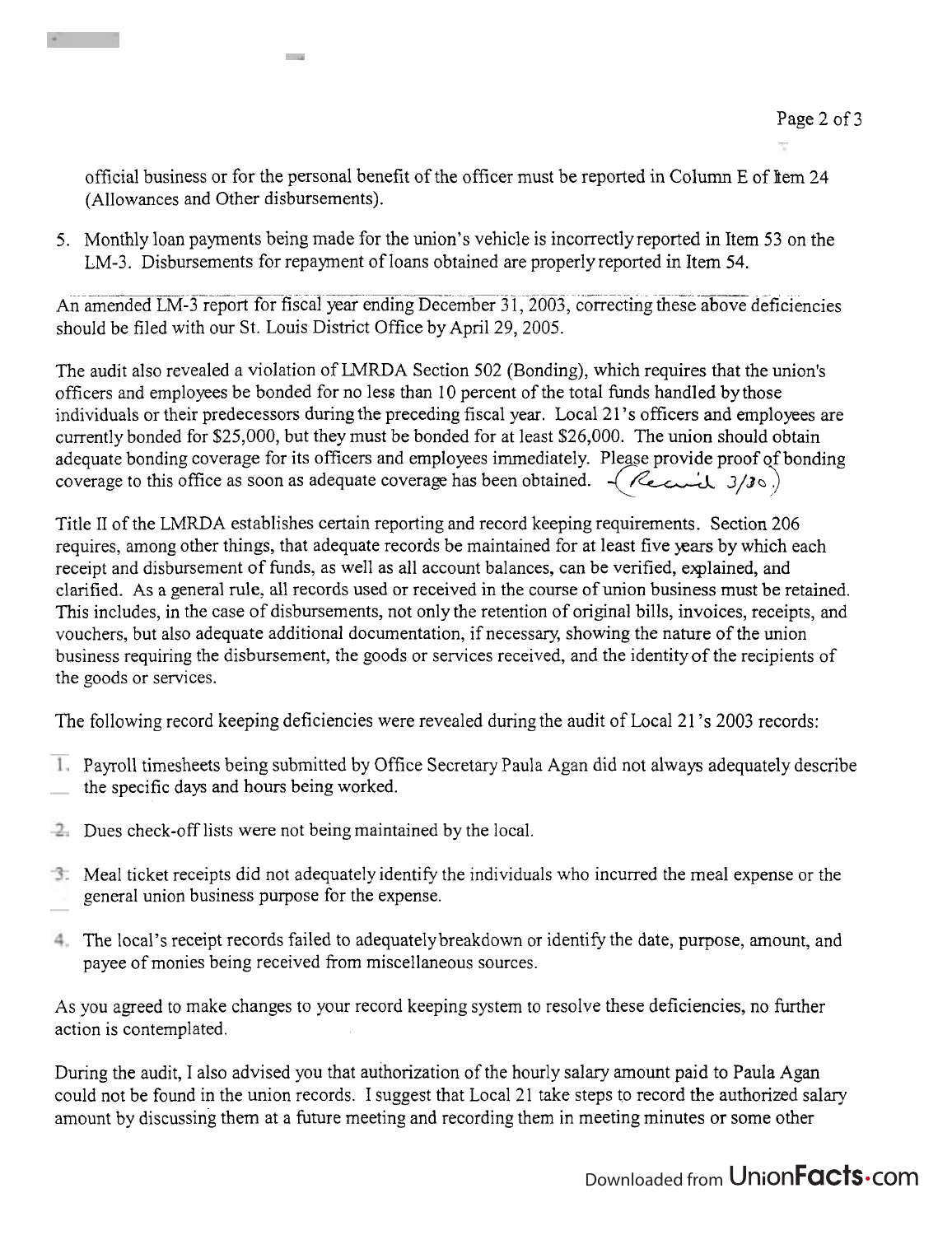official business or for the personal benefit of the officer must be reported in Column E of Item 24 (Allowances and Other disbursements).

5. Monthly loan payments being made for the union's vehicle is incorrectly reported in Item 53 on the LM-3. Disbursements for repayment of loans obtained are properly reported in Item 54.

An amended LM-3 report for fiscal year ending December 31, 2003, correcting these above deficiencies should be filed with our St. Louis District Office by April 29, 2005.

The audit also revealed a violation of LMRDA Section 502 (Bonding), which requires that the union's officers and employees be bonded for no less than 10 percent of the total funds handled by those individuals or their predecessors during the preceding fiscal year. Local 21's officers and employees are currently bonded for $25,000, but they must be bonded for at least $26,000. The union should obtain adequate bonding coverage for its officers and employees immediately. Please provide proof of bonding coverage to this office as soon as adequate coverage has been obtained. -(Rec'd 3/30.)

Title II of the LMRDA establishes certain reporting and record keeping requirements. Section 206 requires, among other things, that adequate records be maintained for at least five years by which each receipt and disbursement of funds, as well as all account balances, can be verified, explained, and clarified. As a general rule, all records used or received in the course of union business must be retained. This includes, in the case of disbursements, not only the retention of original bills, invoices, receipts, and vouchers, but also adequate additional documentation, if necessary, showing the nature of the union business requiring the disbursement, the goods or services received, and the identity of the recipients of the goods or services.

The following record keeping deficiencies were revealed during the audit of Local 21's 2003 records:

1. Payroll timesheets being submitted by Office Secretary Paula Agan did not always adequately describe the specific days and hours being worked.

2. Dues check-off lists were not being maintained by the local.

3. Meal ticket receipts did not adequately identify the individuals who incurred the meal expense or the general union business purpose for the expense.

4. The local's receipt records failed to adequately breakdown or identify the date, purpose, amount, and payee of monies being received from miscellaneous sources.

As you agreed to make changes to your record keeping system to resolve these deficiencies, no further action is contemplated.

During the audit, I also advised you that authorization of the hourly salary amount paid to Paula Agan could not be found in the union records. I suggest that Local 21 take steps to record the authorized salary amount by discussing them at a future meeting and recording them in meeting minutes or some other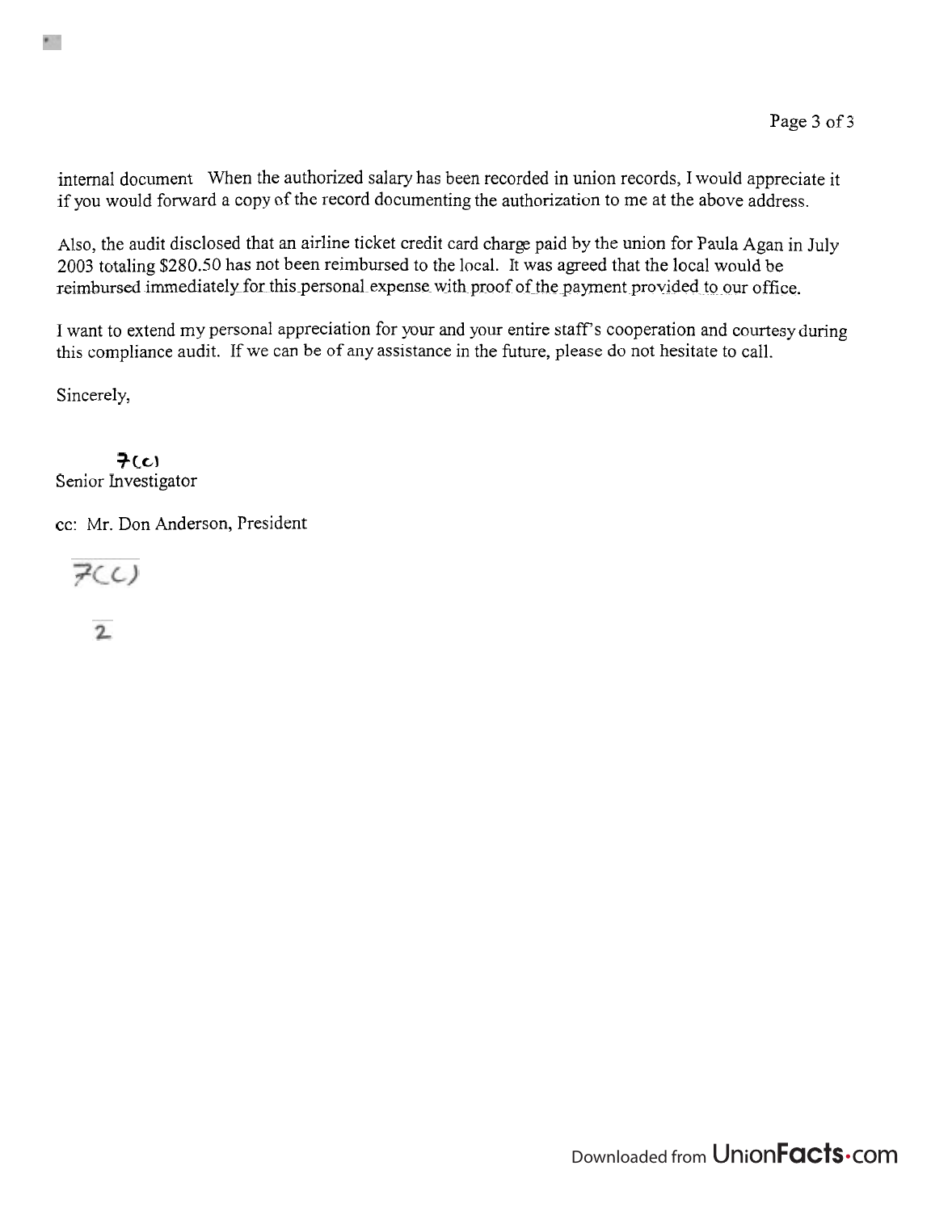internal document When the authorized salary has been recorded in union records, I would appreciate it if you would forward a copy of the record documenting the authorization to me at the above address.

Also, the audit disclosed that an airline ticket credit card charge paid by the union for Paula Agan in July 2003 totaling $280.50 has not been reimbursed to the local. It was agreed that the local would be reimbursed immediately for this personal expense with proof of the payment provided to our office.

I want to extend my personal appreciation for your and your entire staff's cooperation and courtesy during this compliance audit. If we can be of any assistance in the future, please do not hesitate to call.

Sincerely,

7(c)
Senior Investigator

cc: Mr. Don Anderson, President

7(C)

2